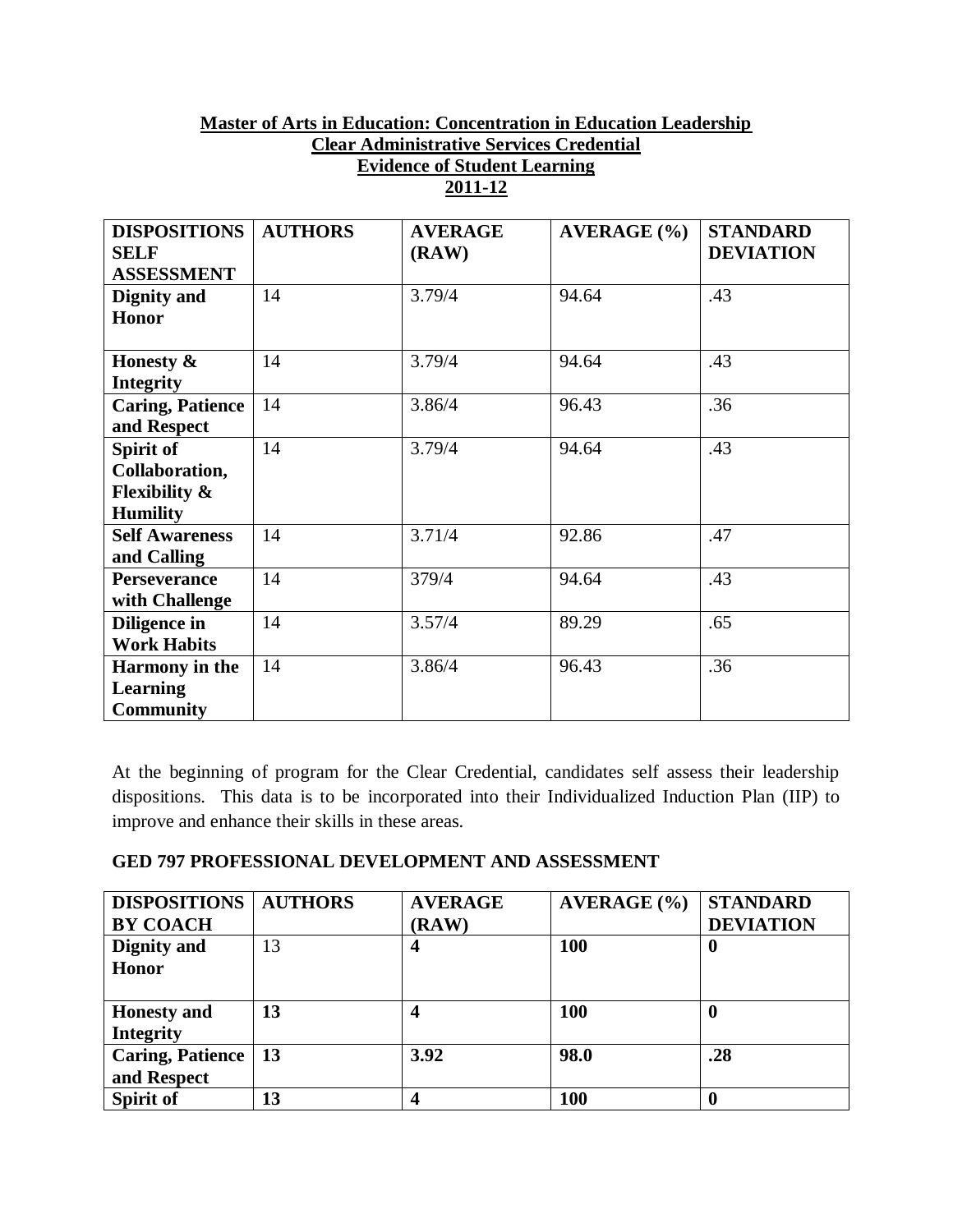**Master of Arts in Education: Concentration in Education Leadership**
**Clear Administrative Services Credential**
**Evidence of Student Learning**
**2011-12**

| DISPOSITIONS SELF ASSESSMENT | AUTHORS | AVERAGE (RAW) | AVERAGE (%) | STANDARD DEVIATION |
|---|---|---|---|---|
| **Dignity and Honor** | 14 | 3.79/4 | 94.64 | .43 |
| **Honesty & Integrity** | 14 | 3.79/4 | 94.64 | .43 |
| **Caring, Patience and Respect** | 14 | 3.86/4 | 96.43 | .36 |
| **Spirit of Collaboration, Flexibility & Humility** | 14 | 3.79/4 | 94.64 | .43 |
| **Self Awareness and Calling** | 14 | 3.71/4 | 92.86 | .47 |
| **Perseverance with Challenge** | 14 | 379/4 | 94.64 | .43 |
| **Diligence in Work Habits** | 14 | 3.57/4 | 89.29 | .65 |
| **Harmony in the Learning Community** | 14 | 3.86/4 | 96.43 | .36 |

At the beginning of program for the Clear Credential, candidates self assess their leadership dispositions. This data is to be incorporated into their Individualized Induction Plan (IIP) to improve and enhance their skills in these areas.

**GED 797 PROFESSIONAL DEVELOPMENT AND ASSESSMENT**

| DISPOSITIONS BY COACH | AUTHORS | AVERAGE (RAW) | AVERAGE (%) | STANDARD DEVIATION |
|---|---|---|---|---|
| **Dignity and Honor** | 13 | **4** | **100** | **0** |
| **Honesty and Integrity** | **13** | **4** | **100** | **0** |
| **Caring, Patience and Respect** | **13** | **3.92** | **98.0** | **.28** |
| **Spirit of** | **13** | **4** | **100** | **0** |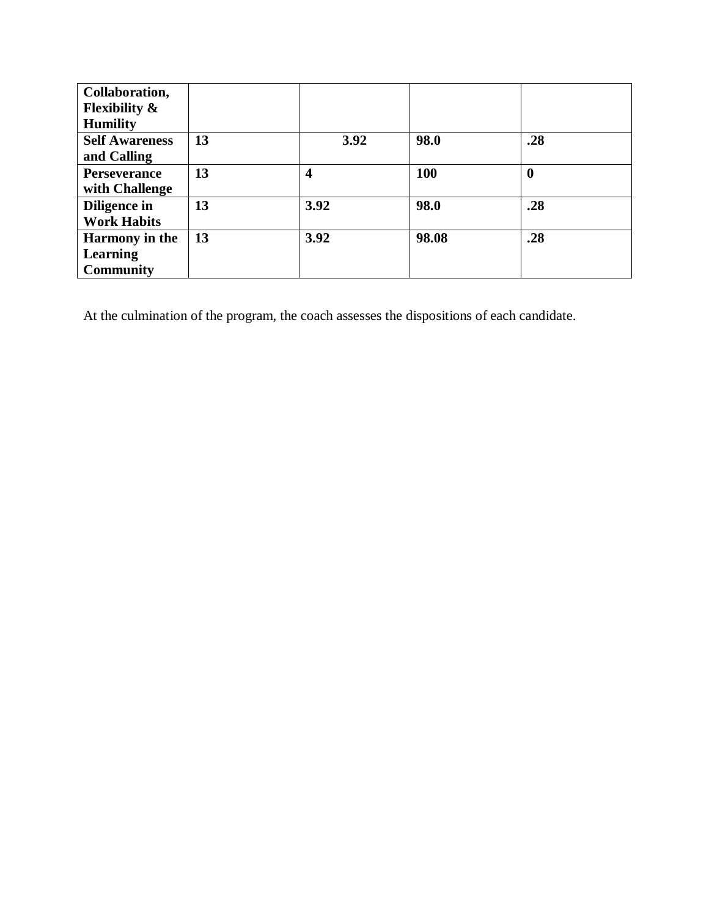| | | | | |
|---|---|---|---|---|
| **Collaboration, Flexibility & Humility** | | | | |
| **Self Awareness and Calling** | **13** | **3.92** | **98.0** | **.28** |
| **Perseverance with Challenge** | **13** | **4** | **100** | **0** |
| **Diligence in Work Habits** | **13** | **3.92** | **98.0** | **.28** |
| **Harmony in the Learning Community** | **13** | **3.92** | **98.08** | **.28** |

At the culmination of the program, the coach assesses the dispositions of each candidate.